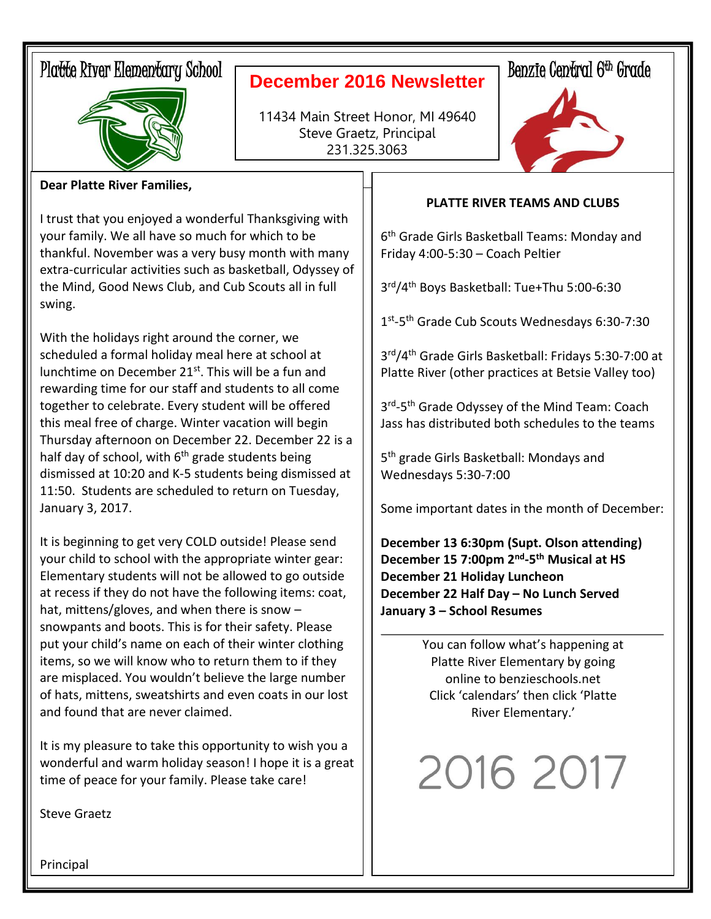# Platte River Elementary School

## December 2016 Newsletter

11434 Main Street Honor, MI 49640
Steve Graetz, Principal
231.325.3063

# Benzie Central 6th Grade

**Dear Platte River Families,**

I trust that you enjoyed a wonderful Thanksgiving with your family. We all have so much for which to be thankful. November was a very busy month with many extra-curricular activities such as basketball, Odyssey of the Mind, Good News Club, and Cub Scouts all in full swing.

With the holidays right around the corner, we scheduled a formal holiday meal here at school at lunchtime on December 21st. This will be a fun and rewarding time for our staff and students to all come together to celebrate. Every student will be offered this meal free of charge. Winter vacation will begin Thursday afternoon on December 22. December 22 is a half day of school, with 6th grade students being dismissed at 10:20 and K-5 students being dismissed at 11:50. Students are scheduled to return on Tuesday, January 3, 2017.

It is beginning to get very COLD outside! Please send your child to school with the appropriate winter gear: Elementary students will not be allowed to go outside at recess if they do not have the following items: coat, hat, mittens/gloves, and when there is snow – snowpants and boots. This is for their safety. Please put your child's name on each of their winter clothing items, so we will know who to return them to if they are misplaced. You wouldn't believe the large number of hats, mittens, sweatshirts and even coats in our lost and found that are never claimed.

It is my pleasure to take this opportunity to wish you a wonderful and warm holiday season! I hope it is a great time of peace for your family. Please take care!

Steve Graetz

Principal

### PLATTE RIVER TEAMS AND CLUBS

6th Grade Girls Basketball Teams: Monday and Friday 4:00-5:30 – Coach Peltier

3rd/4th Boys Basketball: Tue+Thu 5:00-6:30

1st-5th Grade Cub Scouts Wednesdays 6:30-7:30

3rd/4th Grade Girls Basketball: Fridays 5:30-7:00 at Platte River (other practices at Betsie Valley too)

3rd-5th Grade Odyssey of the Mind Team: Coach Jass has distributed both schedules to the teams

5th grade Girls Basketball: Mondays and Wednesdays 5:30-7:00

Some important dates in the month of December:

**December 13 6:30pm (Supt. Olson attending)**
**December 15 7:00pm 2nd-5th Musical at HS**
**December 21 Holiday Luncheon**
**December 22 Half Day – No Lunch Served**
**January 3 – School Resumes**

---

You can follow what's happening at Platte River Elementary by going online to benzieschools.net
Click 'calendars' then click 'Platte River Elementary.'

2016 2017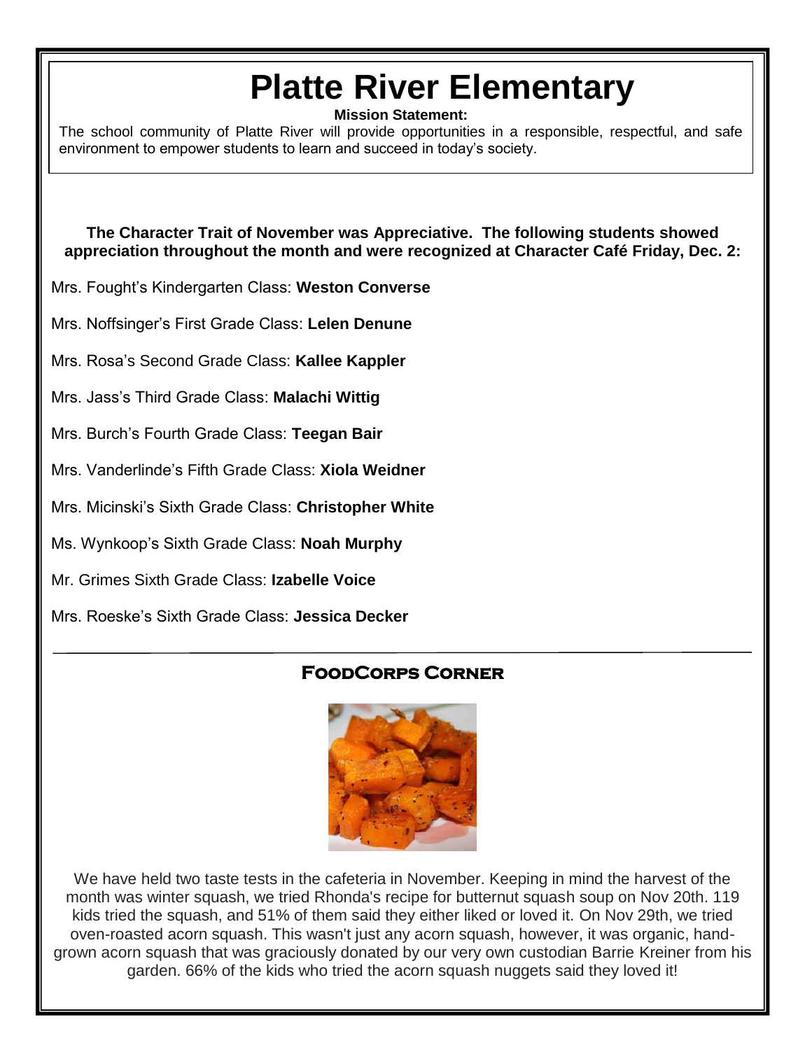# Platte River Elementary

**Mission Statement:**

The school community of Platte River will provide opportunities in a responsible, respectful, and safe environment to empower students to learn and succeed in today's society.

**The Character Trait of November was Appreciative. The following students showed appreciation throughout the month and were recognized at Character Café Friday, Dec. 2:**

Mrs. Fought's Kindergarten Class: **Weston Converse**

Mrs. Noffsinger's First Grade Class: **Lelen Denune**

Mrs. Rosa's Second Grade Class: **Kallee Kappler**

Mrs. Jass's Third Grade Class: **Malachi Wittig**

Mrs. Burch's Fourth Grade Class: **Teegan Bair**

Mrs. Vanderlinde's Fifth Grade Class: **Xiola Weidner**

Mrs. Micinski's Sixth Grade Class: **Christopher White**

Ms. Wynkoop's Sixth Grade Class: **Noah Murphy**

Mr. Grimes Sixth Grade Class: **Izabelle Voice**

Mrs. Roeske's Sixth Grade Class: **Jessica Decker**

---

## FoodCorps Corner

We have held two taste tests in the cafeteria in November. Keeping in mind the harvest of the month was winter squash, we tried Rhonda's recipe for butternut squash soup on Nov 20th. 119 kids tried the squash, and 51% of them said they either liked or loved it. On Nov 29th, we tried oven-roasted acorn squash. This wasn't just any acorn squash, however, it was organic, hand-grown acorn squash that was graciously donated by our very own custodian Barrie Kreiner from his garden. 66% of the kids who tried the acorn squash nuggets said they loved it!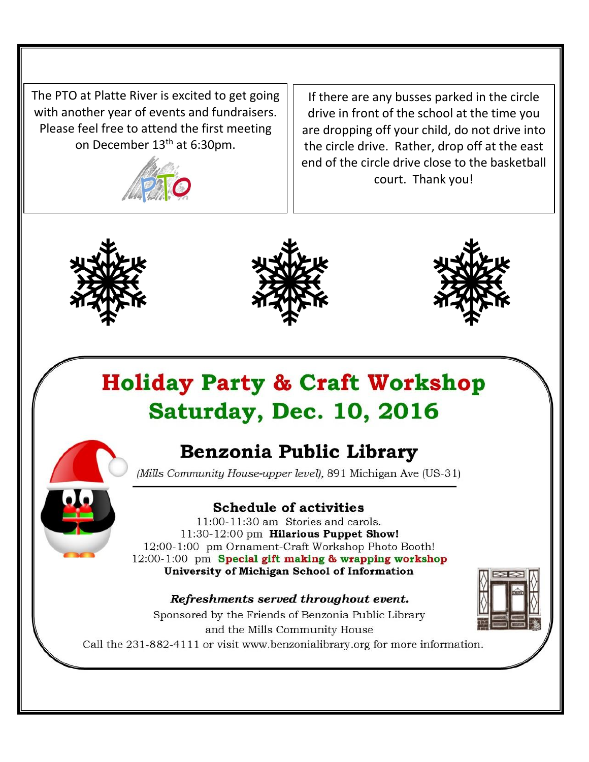The PTO at Platte River is excited to get going with another year of events and fundraisers. Please feel free to attend the first meeting on December 13th at 6:30pm.

If there are any busses parked in the circle drive in front of the school at the time you are dropping off your child, do not drive into the circle drive. Rather, drop off at the east end of the circle drive close to the basketball court. Thank you!

# Holiday Party & Craft Workshop

## Saturday, Dec. 10, 2016

## Benzonia Public Library

*(Mills Community House-upper level),* 891 Michigan Ave (US-31)

### Schedule of activities

11:00-11:30 am Stories and carols.
11:30-12:00 pm **Hilarious Puppet Show!**
12:00-1:00 pm Ornament-Craft Workshop Photo Booth!
12:00-1:00 pm **Special gift making & wrapping workshop**
**University of Michigan School of Information**

***Refreshments served throughout event.***

Sponsored by the Friends of Benzonia Public Library and the Mills Community House

Call the 231-882-4111 or visit www.benzonialibrary.org for more information.